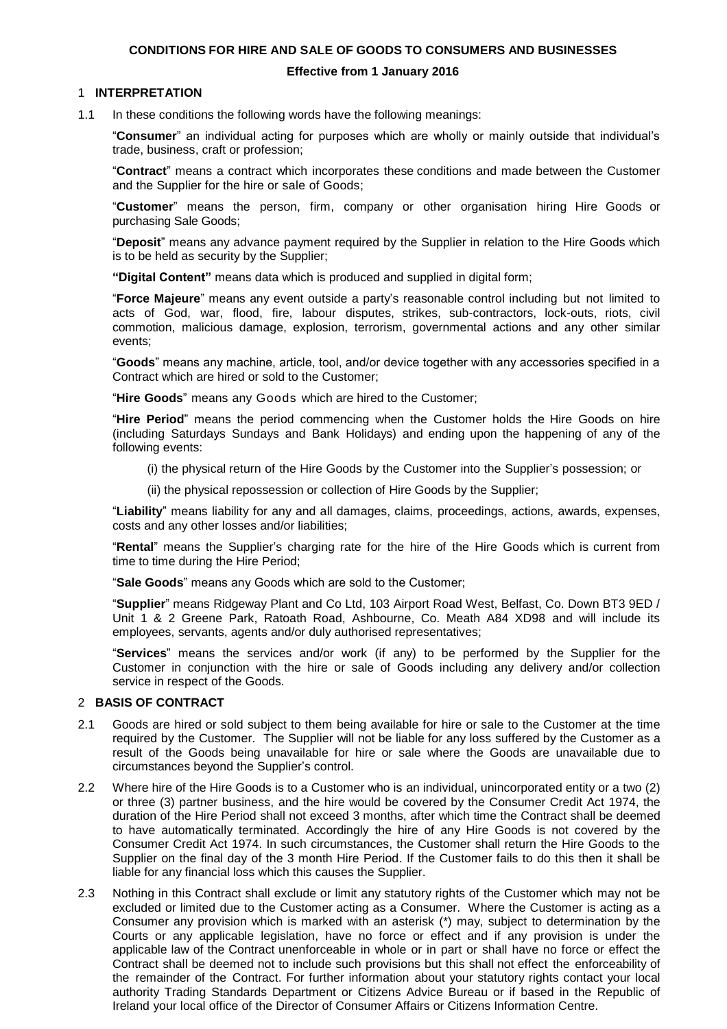**CONDITIONS FOR HIRE AND SALE OF GOODS TO CONSUMERS AND BUSINESSES**

**Effective from 1 January 2016**

## 1 INTERPRETATION

1.1 In these conditions the following words have the following meanings:

"**Consumer**" an individual acting for purposes which are wholly or mainly outside that individual's trade, business, craft or profession;

"**Contract**" means a contract which incorporates these conditions and made between the Customer and the Supplier for the hire or sale of Goods;

"**Customer**" means the person, firm, company or other organisation hiring Hire Goods or purchasing Sale Goods;

"**Deposit**" means any advance payment required by the Supplier in relation to the Hire Goods which is to be held as security by the Supplier;

**"Digital Content"** means data which is produced and supplied in digital form;

"**Force Majeure**" means any event outside a party's reasonable control including but not limited to acts of God, war, flood, fire, labour disputes, strikes, sub-contractors, lock-outs, riots, civil commotion, malicious damage, explosion, terrorism, governmental actions and any other similar events;

"**Goods**" means any machine, article, tool, and/or device together with any accessories specified in a Contract which are hired or sold to the Customer;

"**Hire Goods**" means any Goods which are hired to the Customer;

"**Hire Period**" means the period commencing when the Customer holds the Hire Goods on hire (including Saturdays Sundays and Bank Holidays) and ending upon the happening of any of the following events:

(i) the physical return of the Hire Goods by the Customer into the Supplier's possession; or

(ii) the physical repossession or collection of Hire Goods by the Supplier;

"**Liability**" means liability for any and all damages, claims, proceedings, actions, awards, expenses, costs and any other losses and/or liabilities;

"**Rental**" means the Supplier's charging rate for the hire of the Hire Goods which is current from time to time during the Hire Period;

"**Sale Goods**" means any Goods which are sold to the Customer;

"**Supplier**" means Ridgeway Plant and Co Ltd, 103 Airport Road West, Belfast, Co. Down BT3 9ED / Unit 1 & 2 Greene Park, Ratoath Road, Ashbourne, Co. Meath A84 XD98 and will include its employees, servants, agents and/or duly authorised representatives;

"**Services**" means the services and/or work (if any) to be performed by the Supplier for the Customer in conjunction with the hire or sale of Goods including any delivery and/or collection service in respect of the Goods.

## 2 BASIS OF CONTRACT

2.1 Goods are hired or sold subject to them being available for hire or sale to the Customer at the time required by the Customer. The Supplier will not be liable for any loss suffered by the Customer as a result of the Goods being unavailable for hire or sale where the Goods are unavailable due to circumstances beyond the Supplier's control.

2.2 Where hire of the Hire Goods is to a Customer who is an individual, unincorporated entity or a two (2) or three (3) partner business, and the hire would be covered by the Consumer Credit Act 1974, the duration of the Hire Period shall not exceed 3 months, after which time the Contract shall be deemed to have automatically terminated. Accordingly the hire of any Hire Goods is not covered by the Consumer Credit Act 1974. In such circumstances, the Customer shall return the Hire Goods to the Supplier on the final day of the 3 month Hire Period. If the Customer fails to do this then it shall be liable for any financial loss which this causes the Supplier.

2.3 Nothing in this Contract shall exclude or limit any statutory rights of the Customer which may not be excluded or limited due to the Customer acting as a Consumer. Where the Customer is acting as a Consumer any provision which is marked with an asterisk (*) may, subject to determination by the Courts or any applicable legislation, have no force or effect and if any provision is under the applicable law of the Contract unenforceable in whole or in part or shall have no force or effect the Contract shall be deemed not to include such provisions but this shall not effect the enforceability of the remainder of the Contract. For further information about your statutory rights contact your local authority Trading Standards Department or Citizens Advice Bureau or if based in the Republic of Ireland your local office of the Director of Consumer Affairs or Citizens Information Centre.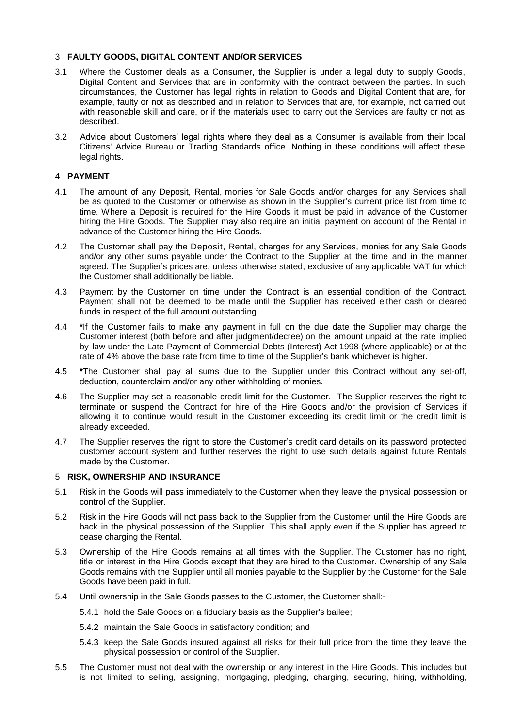## 3 FAULTY GOODS, DIGITAL CONTENT AND/OR SERVICES

3.1 Where the Customer deals as a Consumer, the Supplier is under a legal duty to supply Goods, Digital Content and Services that are in conformity with the contract between the parties. In such circumstances, the Customer has legal rights in relation to Goods and Digital Content that are, for example, faulty or not as described and in relation to Services that are, for example, not carried out with reasonable skill and care, or if the materials used to carry out the Services are faulty or not as described.

3.2 Advice about Customers' legal rights where they deal as a Consumer is available from their local Citizens' Advice Bureau or Trading Standards office. Nothing in these conditions will affect these legal rights.

## 4 PAYMENT

4.1 The amount of any Deposit, Rental, monies for Sale Goods and/or charges for any Services shall be as quoted to the Customer or otherwise as shown in the Supplier's current price list from time to time. Where a Deposit is required for the Hire Goods it must be paid in advance of the Customer hiring the Hire Goods. The Supplier may also require an initial payment on account of the Rental in advance of the Customer hiring the Hire Goods.

4.2 The Customer shall pay the Deposit, Rental, charges for any Services, monies for any Sale Goods and/or any other sums payable under the Contract to the Supplier at the time and in the manner agreed. The Supplier's prices are, unless otherwise stated, exclusive of any applicable VAT for which the Customer shall additionally be liable.

4.3 Payment by the Customer on time under the Contract is an essential condition of the Contract. Payment shall not be deemed to be made until the Supplier has received either cash or cleared funds in respect of the full amount outstanding.

4.4 **\***If the Customer fails to make any payment in full on the due date the Supplier may charge the Customer interest (both before and after judgment/decree) on the amount unpaid at the rate implied by law under the Late Payment of Commercial Debts (Interest) Act 1998 (where applicable) or at the rate of 4% above the base rate from time to time of the Supplier's bank whichever is higher.

4.5 **\***The Customer shall pay all sums due to the Supplier under this Contract without any set-off, deduction, counterclaim and/or any other withholding of monies.

4.6 The Supplier may set a reasonable credit limit for the Customer. The Supplier reserves the right to terminate or suspend the Contract for hire of the Hire Goods and/or the provision of Services if allowing it to continue would result in the Customer exceeding its credit limit or the credit limit is already exceeded.

4.7 The Supplier reserves the right to store the Customer's credit card details on its password protected customer account system and further reserves the right to use such details against future Rentals made by the Customer.

## 5 RISK, OWNERSHIP AND INSURANCE

5.1 Risk in the Goods will pass immediately to the Customer when they leave the physical possession or control of the Supplier.

5.2 Risk in the Hire Goods will not pass back to the Supplier from the Customer until the Hire Goods are back in the physical possession of the Supplier. This shall apply even if the Supplier has agreed to cease charging the Rental.

5.3 Ownership of the Hire Goods remains at all times with the Supplier. The Customer has no right, title or interest in the Hire Goods except that they are hired to the Customer. Ownership of any Sale Goods remains with the Supplier until all monies payable to the Supplier by the Customer for the Sale Goods have been paid in full.

5.4 Until ownership in the Sale Goods passes to the Customer, the Customer shall:-

5.4.1 hold the Sale Goods on a fiduciary basis as the Supplier's bailee;

5.4.2 maintain the Sale Goods in satisfactory condition; and

5.4.3 keep the Sale Goods insured against all risks for their full price from the time they leave the physical possession or control of the Supplier.

5.5 The Customer must not deal with the ownership or any interest in the Hire Goods. This includes but is not limited to selling, assigning, mortgaging, pledging, charging, securing, hiring, withholding,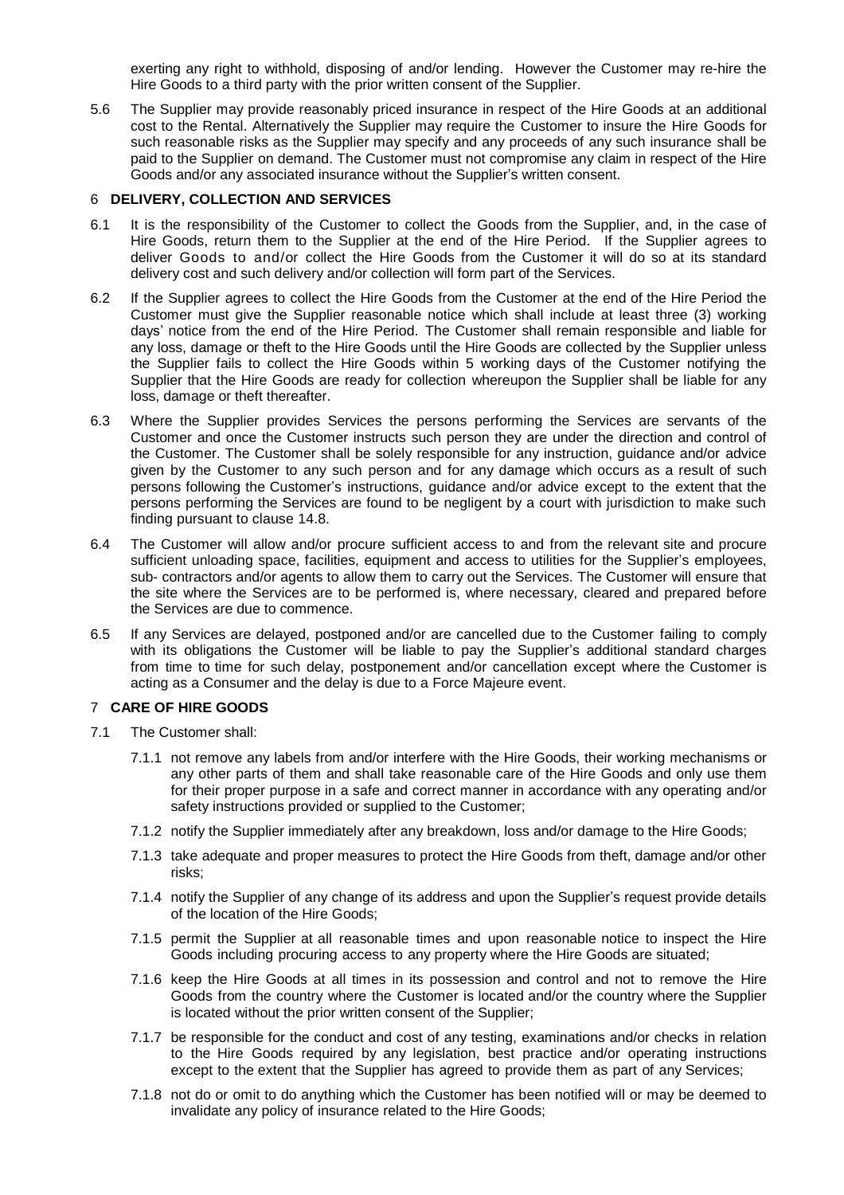exerting any right to withhold, disposing of and/or lending. However the Customer may re-hire the Hire Goods to a third party with the prior written consent of the Supplier.

5.6 The Supplier may provide reasonably priced insurance in respect of the Hire Goods at an additional cost to the Rental. Alternatively the Supplier may require the Customer to insure the Hire Goods for such reasonable risks as the Supplier may specify and any proceeds of any such insurance shall be paid to the Supplier on demand. The Customer must not compromise any claim in respect of the Hire Goods and/or any associated insurance without the Supplier's written consent.

### 6 DELIVERY, COLLECTION AND SERVICES

6.1 It is the responsibility of the Customer to collect the Goods from the Supplier, and, in the case of Hire Goods, return them to the Supplier at the end of the Hire Period. If the Supplier agrees to deliver Goods to and/or collect the Hire Goods from the Customer it will do so at its standard delivery cost and such delivery and/or collection will form part of the Services.

6.2 If the Supplier agrees to collect the Hire Goods from the Customer at the end of the Hire Period the Customer must give the Supplier reasonable notice which shall include at least three (3) working days' notice from the end of the Hire Period. The Customer shall remain responsible and liable for any loss, damage or theft to the Hire Goods until the Hire Goods are collected by the Supplier unless the Supplier fails to collect the Hire Goods within 5 working days of the Customer notifying the Supplier that the Hire Goods are ready for collection whereupon the Supplier shall be liable for any loss, damage or theft thereafter.

6.3 Where the Supplier provides Services the persons performing the Services are servants of the Customer and once the Customer instructs such person they are under the direction and control of the Customer. The Customer shall be solely responsible for any instruction, guidance and/or advice given by the Customer to any such person and for any damage which occurs as a result of such persons following the Customer's instructions, guidance and/or advice except to the extent that the persons performing the Services are found to be negligent by a court with jurisdiction to make such finding pursuant to clause 14.8.

6.4 The Customer will allow and/or procure sufficient access to and from the relevant site and procure sufficient unloading space, facilities, equipment and access to utilities for the Supplier's employees, sub- contractors and/or agents to allow them to carry out the Services. The Customer will ensure that the site where the Services are to be performed is, where necessary, cleared and prepared before the Services are due to commence.

6.5 If any Services are delayed, postponed and/or are cancelled due to the Customer failing to comply with its obligations the Customer will be liable to pay the Supplier's additional standard charges from time to time for such delay, postponement and/or cancellation except where the Customer is acting as a Consumer and the delay is due to a Force Majeure event.

### 7 CARE OF HIRE GOODS

7.1 The Customer shall:

7.1.1 not remove any labels from and/or interfere with the Hire Goods, their working mechanisms or any other parts of them and shall take reasonable care of the Hire Goods and only use them for their proper purpose in a safe and correct manner in accordance with any operating and/or safety instructions provided or supplied to the Customer;

7.1.2 notify the Supplier immediately after any breakdown, loss and/or damage to the Hire Goods;

7.1.3 take adequate and proper measures to protect the Hire Goods from theft, damage and/or other risks;

7.1.4 notify the Supplier of any change of its address and upon the Supplier's request provide details of the location of the Hire Goods;

7.1.5 permit the Supplier at all reasonable times and upon reasonable notice to inspect the Hire Goods including procuring access to any property where the Hire Goods are situated;

7.1.6 keep the Hire Goods at all times in its possession and control and not to remove the Hire Goods from the country where the Customer is located and/or the country where the Supplier is located without the prior written consent of the Supplier;

7.1.7 be responsible for the conduct and cost of any testing, examinations and/or checks in relation to the Hire Goods required by any legislation, best practice and/or operating instructions except to the extent that the Supplier has agreed to provide them as part of any Services;

7.1.8 not do or omit to do anything which the Customer has been notified will or may be deemed to invalidate any policy of insurance related to the Hire Goods;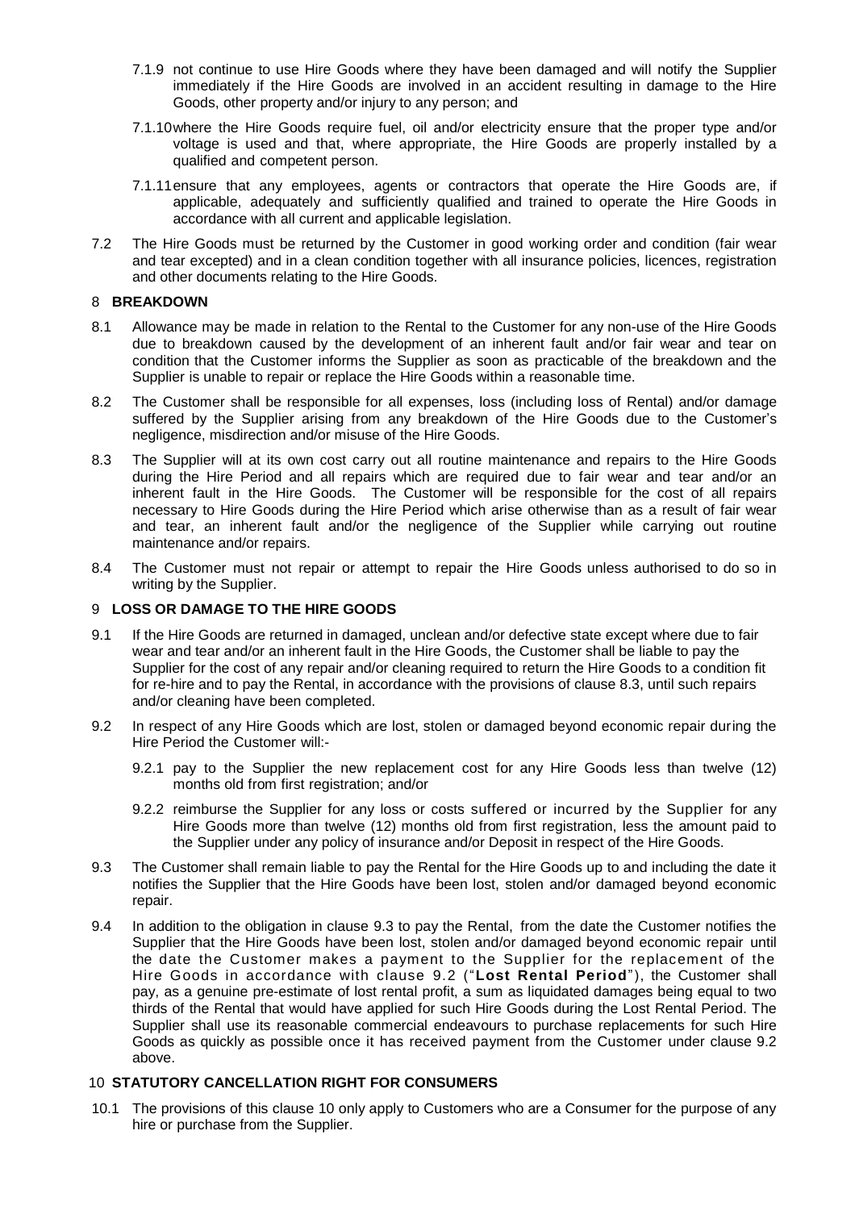7.1.9 not continue to use Hire Goods where they have been damaged and will notify the Supplier immediately if the Hire Goods are involved in an accident resulting in damage to the Hire Goods, other property and/or injury to any person; and

7.1.10 where the Hire Goods require fuel, oil and/or electricity ensure that the proper type and/or voltage is used and that, where appropriate, the Hire Goods are properly installed by a qualified and competent person.

7.1.11 ensure that any employees, agents or contractors that operate the Hire Goods are, if applicable, adequately and sufficiently qualified and trained to operate the Hire Goods in accordance with all current and applicable legislation.

7.2 The Hire Goods must be returned by the Customer in good working order and condition (fair wear and tear excepted) and in a clean condition together with all insurance policies, licences, registration and other documents relating to the Hire Goods.

## 8 BREAKDOWN

8.1 Allowance may be made in relation to the Rental to the Customer for any non-use of the Hire Goods due to breakdown caused by the development of an inherent fault and/or fair wear and tear on condition that the Customer informs the Supplier as soon as practicable of the breakdown and the Supplier is unable to repair or replace the Hire Goods within a reasonable time.

8.2 The Customer shall be responsible for all expenses, loss (including loss of Rental) and/or damage suffered by the Supplier arising from any breakdown of the Hire Goods due to the Customer's negligence, misdirection and/or misuse of the Hire Goods.

8.3 The Supplier will at its own cost carry out all routine maintenance and repairs to the Hire Goods during the Hire Period and all repairs which are required due to fair wear and tear and/or an inherent fault in the Hire Goods. The Customer will be responsible for the cost of all repairs necessary to Hire Goods during the Hire Period which arise otherwise than as a result of fair wear and tear, an inherent fault and/or the negligence of the Supplier while carrying out routine maintenance and/or repairs.

8.4 The Customer must not repair or attempt to repair the Hire Goods unless authorised to do so in writing by the Supplier.

## 9 LOSS OR DAMAGE TO THE HIRE GOODS

9.1 If the Hire Goods are returned in damaged, unclean and/or defective state except where due to fair wear and tear and/or an inherent fault in the Hire Goods, the Customer shall be liable to pay the Supplier for the cost of any repair and/or cleaning required to return the Hire Goods to a condition fit for re-hire and to pay the Rental, in accordance with the provisions of clause 8.3, until such repairs and/or cleaning have been completed.

9.2 In respect of any Hire Goods which are lost, stolen or damaged beyond economic repair during the Hire Period the Customer will:-

9.2.1 pay to the Supplier the new replacement cost for any Hire Goods less than twelve (12) months old from first registration; and/or

9.2.2 reimburse the Supplier for any loss or costs suffered or incurred by the Supplier for any Hire Goods more than twelve (12) months old from first registration, less the amount paid to the Supplier under any policy of insurance and/or Deposit in respect of the Hire Goods.

9.3 The Customer shall remain liable to pay the Rental for the Hire Goods up to and including the date it notifies the Supplier that the Hire Goods have been lost, stolen and/or damaged beyond economic repair.

9.4 In addition to the obligation in clause 9.3 to pay the Rental, from the date the Customer notifies the Supplier that the Hire Goods have been lost, stolen and/or damaged beyond economic repair until the date the Customer makes a payment to the Supplier for the replacement of the Hire Goods in accordance with clause 9.2 ("**Lost Rental Period**"), the Customer shall pay, as a genuine pre-estimate of lost rental profit, a sum as liquidated damages being equal to two thirds of the Rental that would have applied for such Hire Goods during the Lost Rental Period. The Supplier shall use its reasonable commercial endeavours to purchase replacements for such Hire Goods as quickly as possible once it has received payment from the Customer under clause 9.2 above.

## 10 STATUTORY CANCELLATION RIGHT FOR CONSUMERS

10.1 The provisions of this clause 10 only apply to Customers who are a Consumer for the purpose of any hire or purchase from the Supplier.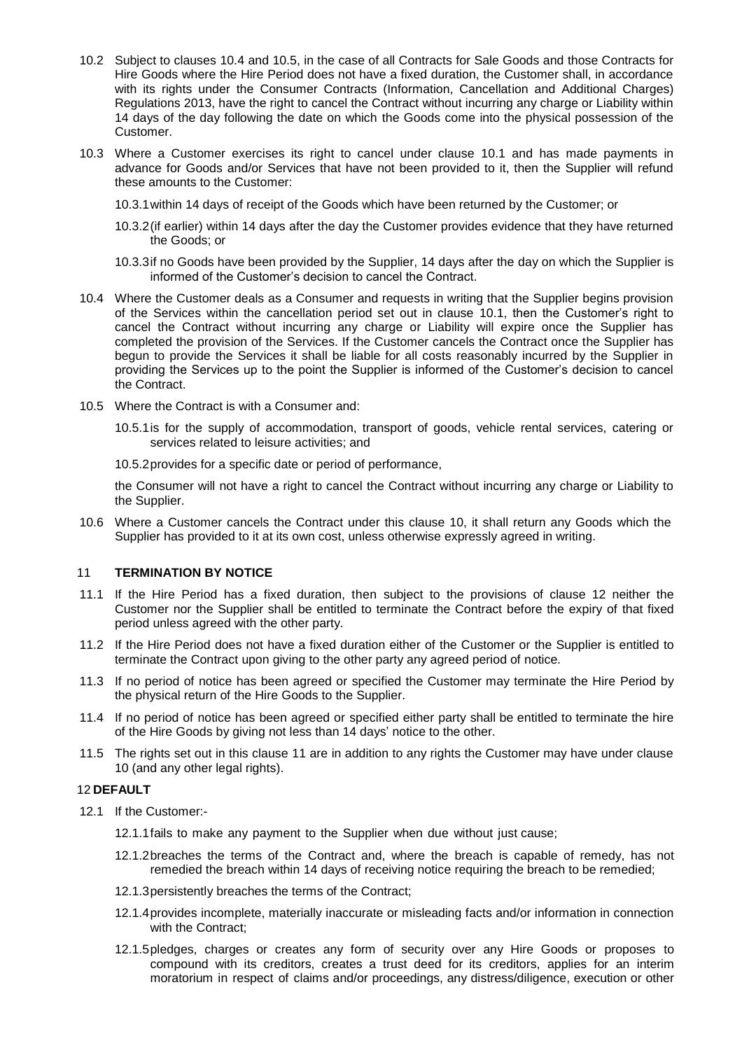10.2 Subject to clauses 10.4 and 10.5, in the case of all Contracts for Sale Goods and those Contracts for Hire Goods where the Hire Period does not have a fixed duration, the Customer shall, in accordance with its rights under the Consumer Contracts (Information, Cancellation and Additional Charges) Regulations 2013, have the right to cancel the Contract without incurring any charge or Liability within 14 days of the day following the date on which the Goods come into the physical possession of the Customer.

10.3 Where a Customer exercises its right to cancel under clause 10.1 and has made payments in advance for Goods and/or Services that have not been provided to it, then the Supplier will refund these amounts to the Customer:

10.3.1 within 14 days of receipt of the Goods which have been returned by the Customer; or

10.3.2 (if earlier) within 14 days after the day the Customer provides evidence that they have returned the Goods; or

10.3.3 if no Goods have been provided by the Supplier, 14 days after the day on which the Supplier is informed of the Customer's decision to cancel the Contract.

10.4 Where the Customer deals as a Consumer and requests in writing that the Supplier begins provision of the Services within the cancellation period set out in clause 10.1, then the Customer's right to cancel the Contract without incurring any charge or Liability will expire once the Supplier has completed the provision of the Services. If the Customer cancels the Contract once the Supplier has begun to provide the Services it shall be liable for all costs reasonably incurred by the Supplier in providing the Services up to the point the Supplier is informed of the Customer's decision to cancel the Contract.

10.5 Where the Contract is with a Consumer and:

10.5.1 is for the supply of accommodation, transport of goods, vehicle rental services, catering or services related to leisure activities; and

10.5.2 provides for a specific date or period of performance,

the Consumer will not have a right to cancel the Contract without incurring any charge or Liability to the Supplier.

10.6 Where a Customer cancels the Contract under this clause 10, it shall return any Goods which the Supplier has provided to it at its own cost, unless otherwise expressly agreed in writing.

## 11 TERMINATION BY NOTICE

11.1 If the Hire Period has a fixed duration, then subject to the provisions of clause 12 neither the Customer nor the Supplier shall be entitled to terminate the Contract before the expiry of that fixed period unless agreed with the other party.

11.2 If the Hire Period does not have a fixed duration either of the Customer or the Supplier is entitled to terminate the Contract upon giving to the other party any agreed period of notice.

11.3 If no period of notice has been agreed or specified the Customer may terminate the Hire Period by the physical return of the Hire Goods to the Supplier.

11.4 If no period of notice has been agreed or specified either party shall be entitled to terminate the hire of the Hire Goods by giving not less than 14 days' notice to the other.

11.5 The rights set out in this clause 11 are in addition to any rights the Customer may have under clause 10 (and any other legal rights).

## 12 DEFAULT

12.1 If the Customer:-

12.1.1 fails to make any payment to the Supplier when due without just cause;

12.1.2 breaches the terms of the Contract and, where the breach is capable of remedy, has not remedied the breach within 14 days of receiving notice requiring the breach to be remedied;

12.1.3 persistently breaches the terms of the Contract;

12.1.4 provides incomplete, materially inaccurate or misleading facts and/or information in connection with the Contract;

12.1.5 pledges, charges or creates any form of security over any Hire Goods or proposes to compound with its creditors, creates a trust deed for its creditors, applies for an interim moratorium in respect of claims and/or proceedings, any distress/diligence, execution or other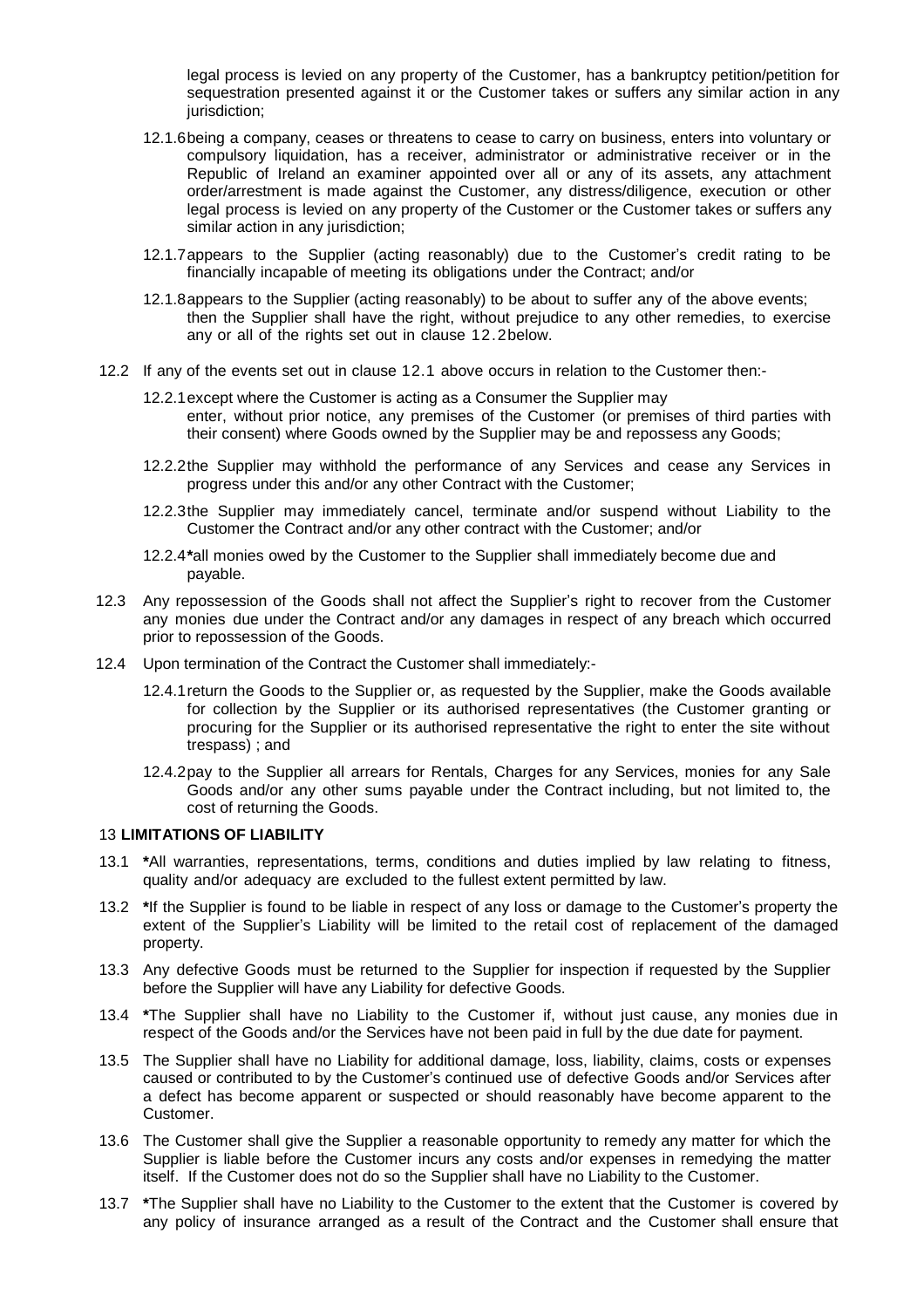legal process is levied on any property of the Customer, has a bankruptcy petition/petition for sequestration presented against it or the Customer takes or suffers any similar action in any jurisdiction;

12.1.6 being a company, ceases or threatens to cease to carry on business, enters into voluntary or compulsory liquidation, has a receiver, administrator or administrative receiver or in the Republic of Ireland an examiner appointed over all or any of its assets, any attachment order/arrestment is made against the Customer, any distress/diligence, execution or other legal process is levied on any property of the Customer or the Customer takes or suffers any similar action in any jurisdiction;

12.1.7 appears to the Supplier (acting reasonably) due to the Customer's credit rating to be financially incapable of meeting its obligations under the Contract; and/or

12.1.8 appears to the Supplier (acting reasonably) to be about to suffer any of the above events; then the Supplier shall have the right, without prejudice to any other remedies, to exercise any or all of the rights set out in clause 12.2 below.

12.2 If any of the events set out in clause 12.1 above occurs in relation to the Customer then:-

12.2.1 except where the Customer is acting as a Consumer the Supplier may enter, without prior notice, any premises of the Customer (or premises of third parties with their consent) where Goods owned by the Supplier may be and repossess any Goods;

12.2.2 the Supplier may withhold the performance of any Services and cease any Services in progress under this and/or any other Contract with the Customer;

12.2.3 the Supplier may immediately cancel, terminate and/or suspend without Liability to the Customer the Contract and/or any other contract with the Customer; and/or

12.2.4 ***all monies owed by the Customer to the Supplier shall immediately become due and payable.**

12.3 Any repossession of the Goods shall not affect the Supplier's right to recover from the Customer any monies due under the Contract and/or any damages in respect of any breach which occurred prior to repossession of the Goods.

12.4 Upon termination of the Contract the Customer shall immediately:-

12.4.1 return the Goods to the Supplier or, as requested by the Supplier, make the Goods available for collection by the Supplier or its authorised representatives (the Customer granting or procuring for the Supplier or its authorised representative the right to enter the site without trespass) ; and

12.4.2 pay to the Supplier all arrears for Rentals, Charges for any Services, monies for any Sale Goods and/or any other sums payable under the Contract including, but not limited to, the cost of returning the Goods.

## 13 LIMITATIONS OF LIABILITY

13.1 ***All warranties, representations, terms, conditions and duties implied by law relating to fitness, quality and/or adequacy are excluded to the fullest extent permitted by law.**

13.2 ***If the Supplier is found to be liable in respect of any loss or damage to the Customer's property the extent of the Supplier's Liability will be limited to the retail cost of replacement of the damaged property.**

13.3 Any defective Goods must be returned to the Supplier for inspection if requested by the Supplier before the Supplier will have any Liability for defective Goods.

13.4 ***The Supplier shall have no Liability to the Customer if, without just cause, any monies due in respect of the Goods and/or the Services have not been paid in full by the due date for payment.**

13.5 The Supplier shall have no Liability for additional damage, loss, liability, claims, costs or expenses caused or contributed to by the Customer's continued use of defective Goods and/or Services after a defect has become apparent or suspected or should reasonably have become apparent to the Customer.

13.6 The Customer shall give the Supplier a reasonable opportunity to remedy any matter for which the Supplier is liable before the Customer incurs any costs and/or expenses in remedying the matter itself. If the Customer does not do so the Supplier shall have no Liability to the Customer.

13.7 ***The Supplier shall have no Liability to the Customer to the extent that the Customer is covered by any policy of insurance arranged as a result of the Contract and the Customer shall ensure that**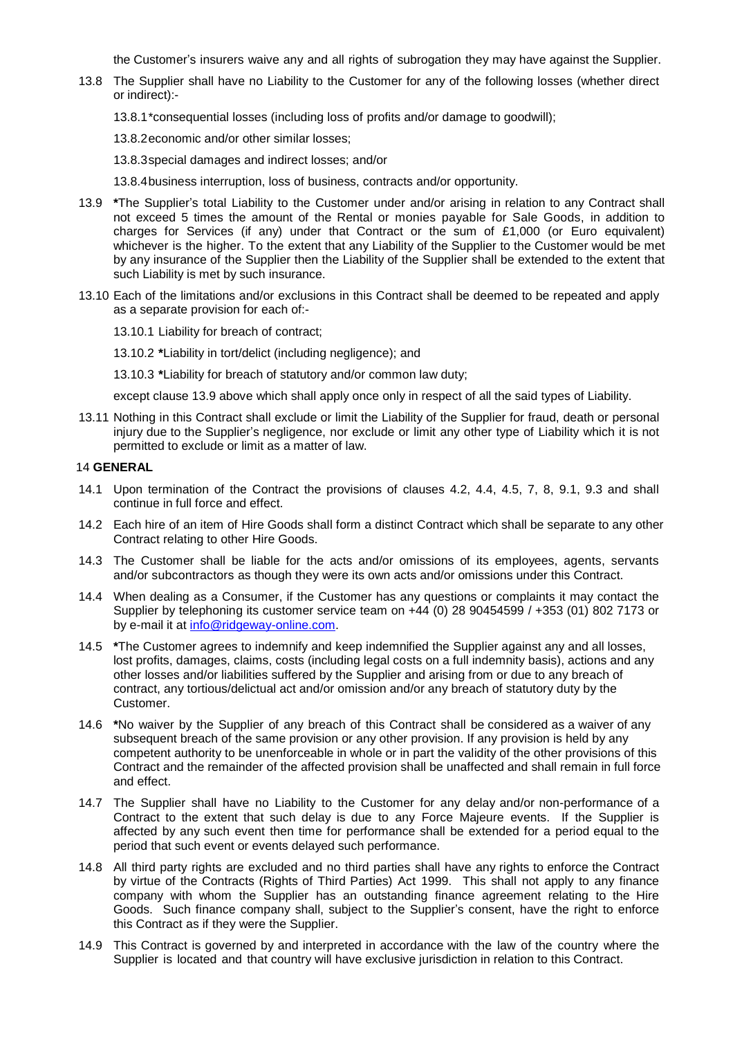the Customer's insurers waive any and all rights of subrogation they may have against the Supplier.

13.8 The Supplier shall have no Liability to the Customer for any of the following losses (whether direct or indirect):-

13.8.1 *consequential losses (including loss of profits and/or damage to goodwill);

13.8.2 economic and/or other similar losses;

13.8.3 special damages and indirect losses; and/or

13.8.4 business interruption, loss of business, contracts and/or opportunity.

13.9 **\***The Supplier's total Liability to the Customer under and/or arising in relation to any Contract shall not exceed 5 times the amount of the Rental or monies payable for Sale Goods, in addition to charges for Services (if any) under that Contract or the sum of £1,000 (or Euro equivalent) whichever is the higher. To the extent that any Liability of the Supplier to the Customer would be met by any insurance of the Supplier then the Liability of the Supplier shall be extended to the extent that such Liability is met by such insurance.

13.10 Each of the limitations and/or exclusions in this Contract shall be deemed to be repeated and apply as a separate provision for each of:-

13.10.1 Liability for breach of contract;

13.10.2 **\***Liability in tort/delict (including negligence); and

13.10.3 **\***Liability for breach of statutory and/or common law duty;

except clause 13.9 above which shall apply once only in respect of all the said types of Liability.

13.11 Nothing in this Contract shall exclude or limit the Liability of the Supplier for fraud, death or personal injury due to the Supplier's negligence, nor exclude or limit any other type of Liability which it is not permitted to exclude or limit as a matter of law.

## 14 GENERAL

14.1 Upon termination of the Contract the provisions of clauses 4.2, 4.4, 4.5, 7, 8, 9.1, 9.3 and shall continue in full force and effect.

14.2 Each hire of an item of Hire Goods shall form a distinct Contract which shall be separate to any other Contract relating to other Hire Goods.

14.3 The Customer shall be liable for the acts and/or omissions of its employees, agents, servants and/or subcontractors as though they were its own acts and/or omissions under this Contract.

14.4 When dealing as a Consumer, if the Customer has any questions or complaints it may contact the Supplier by telephoning its customer service team on +44 (0) 28 90454599 / +353 (01) 802 7173 or by e-mail it at info@ridgeway-online.com.

14.5 **\***The Customer agrees to indemnify and keep indemnified the Supplier against any and all losses, lost profits, damages, claims, costs (including legal costs on a full indemnity basis), actions and any other losses and/or liabilities suffered by the Supplier and arising from or due to any breach of contract, any tortious/delictual act and/or omission and/or any breach of statutory duty by the Customer.

14.6 **\***No waiver by the Supplier of any breach of this Contract shall be considered as a waiver of any subsequent breach of the same provision or any other provision. If any provision is held by any competent authority to be unenforceable in whole or in part the validity of the other provisions of this Contract and the remainder of the affected provision shall be unaffected and shall remain in full force and effect.

14.7 The Supplier shall have no Liability to the Customer for any delay and/or non-performance of a Contract to the extent that such delay is due to any Force Majeure events. If the Supplier is affected by any such event then time for performance shall be extended for a period equal to the period that such event or events delayed such performance.

14.8 All third party rights are excluded and no third parties shall have any rights to enforce the Contract by virtue of the Contracts (Rights of Third Parties) Act 1999. This shall not apply to any finance company with whom the Supplier has an outstanding finance agreement relating to the Hire Goods. Such finance company shall, subject to the Supplier's consent, have the right to enforce this Contract as if they were the Supplier.

14.9 This Contract is governed by and interpreted in accordance with the law of the country where the Supplier is located and that country will have exclusive jurisdiction in relation to this Contract.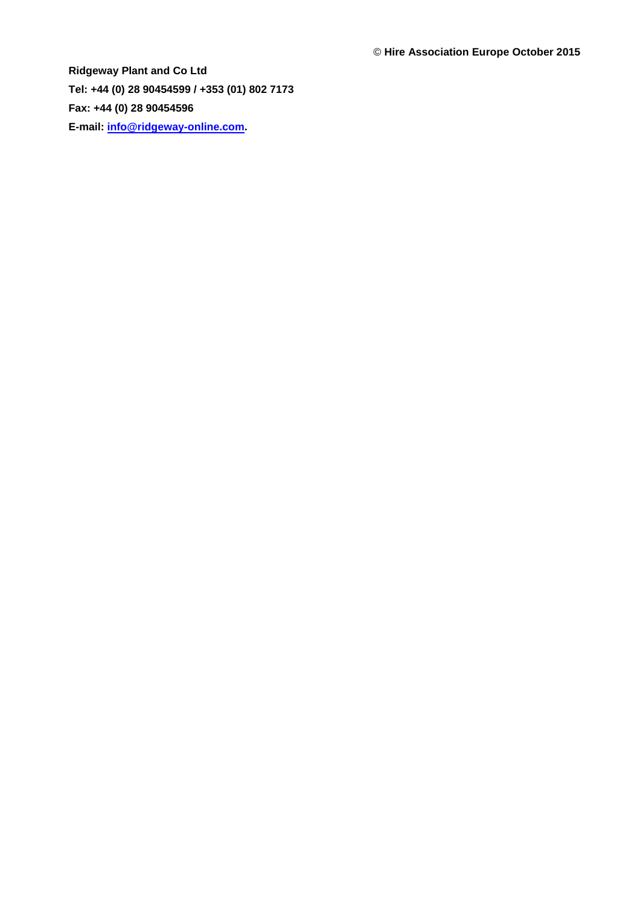© **Hire Association Europe October 2015**

**Ridgeway Plant and Co Ltd**

**Tel: +44 (0) 28 90454599 / +353 (01) 802 7173**

**Fax: +44 (0) 28 90454596**

**E-mail: info@ridgeway-online.com.**